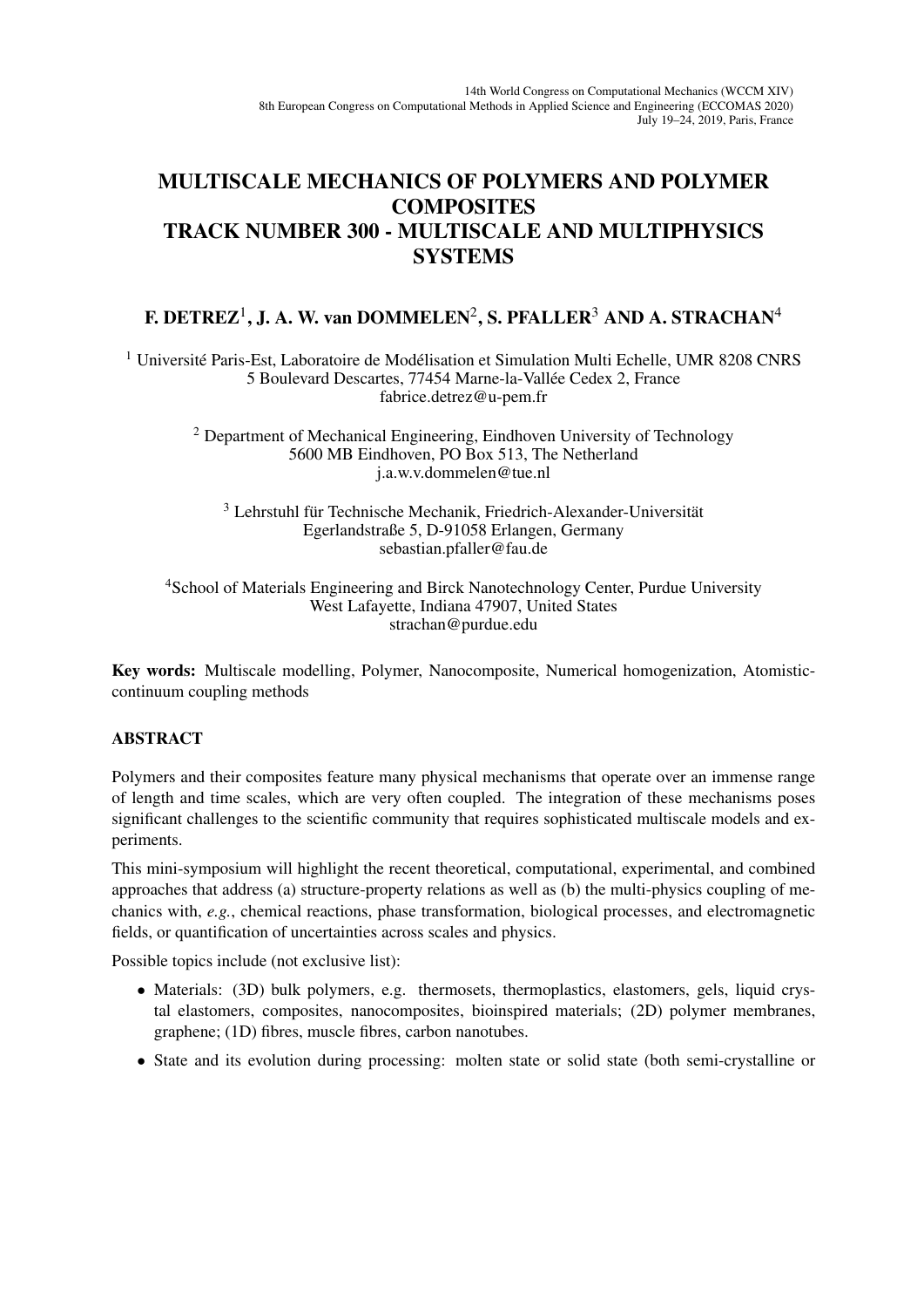14th World Congress on Computational Mechanics (WCCM XIV)
8th European Congress on Computational Methods in Applied Science and Engineering (ECCOMAS 2020)
July 19–24, 2019, Paris, France

# MULTISCALE MECHANICS OF POLYMERS AND POLYMER COMPOSITES
# TRACK NUMBER 300 - MULTISCALE AND MULTIPHYSICS SYSTEMS

**F. DETREZ[1], J. A. W. van DOMMELEN[2], S. PFALLER[3] AND A. STRACHAN[4]**

[1] Université Paris-Est, Laboratoire de Modélisation et Simulation Multi Echelle, UMR 8208 CNRS
5 Boulevard Descartes, 77454 Marne-la-Vallée Cedex 2, France
fabrice.detrez@u-pem.fr

[2] Department of Mechanical Engineering, Eindhoven University of Technology
5600 MB Eindhoven, PO Box 513, The Netherland
j.a.w.v.dommelen@tue.nl

[3] Lehrstuhl für Technische Mechanik, Friedrich-Alexander-Universität
Egerlandstraße 5, D-91058 Erlangen, Germany
sebastian.pfaller@fau.de

[4] School of Materials Engineering and Birck Nanotechnology Center, Purdue University
West Lafayette, Indiana 47907, United States
strachan@purdue.edu

**Key words:** Multiscale modelling, Polymer, Nanocomposite, Numerical homogenization, Atomistic-continuum coupling methods

## ABSTRACT

Polymers and their composites feature many physical mechanisms that operate over an immense range of length and time scales, which are very often coupled. The integration of these mechanisms poses significant challenges to the scientific community that requires sophisticated multiscale models and experiments.

This mini-symposium will highlight the recent theoretical, computational, experimental, and combined approaches that address (a) structure-property relations as well as (b) the multi-physics coupling of mechanics with, *e.g.*, chemical reactions, phase transformation, biological processes, and electromagnetic fields, or quantification of uncertainties across scales and physics.

Possible topics include (not exclusive list):

- Materials: (3D) bulk polymers, e.g. thermosets, thermoplastics, elastomers, gels, liquid crystal elastomers, composites, nanocomposites, bioinspired materials; (2D) polymer membranes, graphene; (1D) fibres, muscle fibres, carbon nanotubes.
- State and its evolution during processing: molten state or solid state (both semi-crystalline or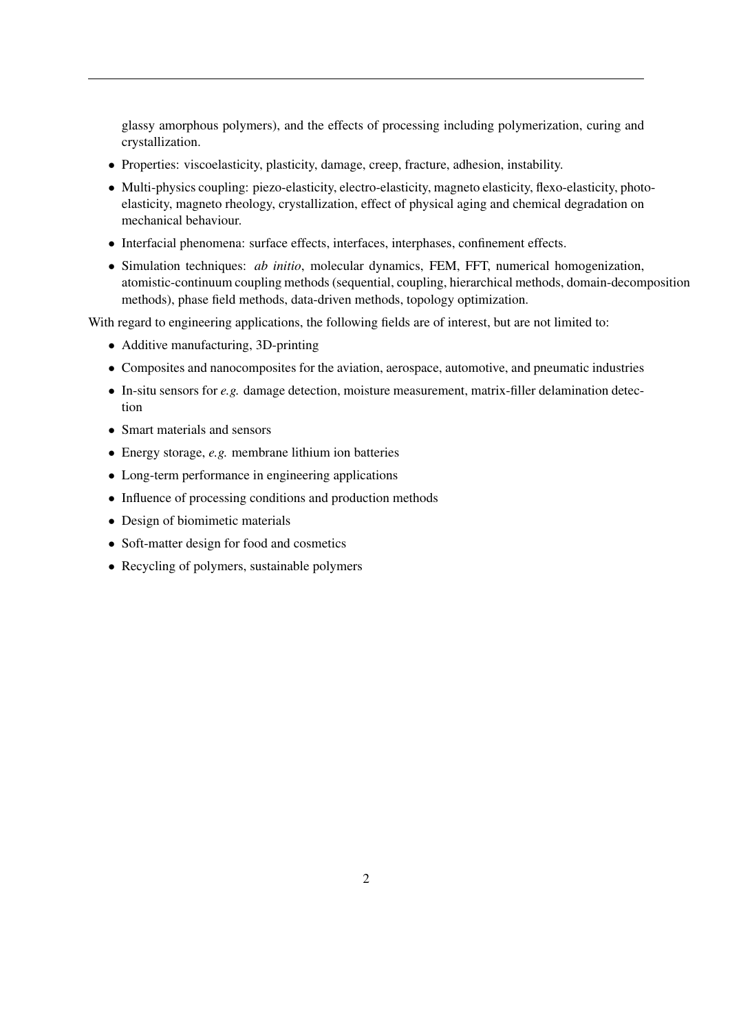glassy amorphous polymers), and the effects of processing including polymerization, curing and crystallization.

- Properties: viscoelasticity, plasticity, damage, creep, fracture, adhesion, instability.
- Multi-physics coupling: piezo-elasticity, electro-elasticity, magneto elasticity, flexo-elasticity, photo-elasticity, magneto rheology, crystallization, effect of physical aging and chemical degradation on mechanical behaviour.
- Interfacial phenomena: surface effects, interfaces, interphases, confinement effects.
- Simulation techniques: *ab initio*, molecular dynamics, FEM, FFT, numerical homogenization, atomistic-continuum coupling methods (sequential, coupling, hierarchical methods, domain-decomposition methods), phase field methods, data-driven methods, topology optimization.

With regard to engineering applications, the following fields are of interest, but are not limited to:

- Additive manufacturing, 3D-printing
- Composites and nanocomposites for the aviation, aerospace, automotive, and pneumatic industries
- In-situ sensors for *e.g.* damage detection, moisture measurement, matrix-filler delamination detection
- Smart materials and sensors
- Energy storage, *e.g.* membrane lithium ion batteries
- Long-term performance in engineering applications
- Influence of processing conditions and production methods
- Design of biomimetic materials
- Soft-matter design for food and cosmetics
- Recycling of polymers, sustainable polymers